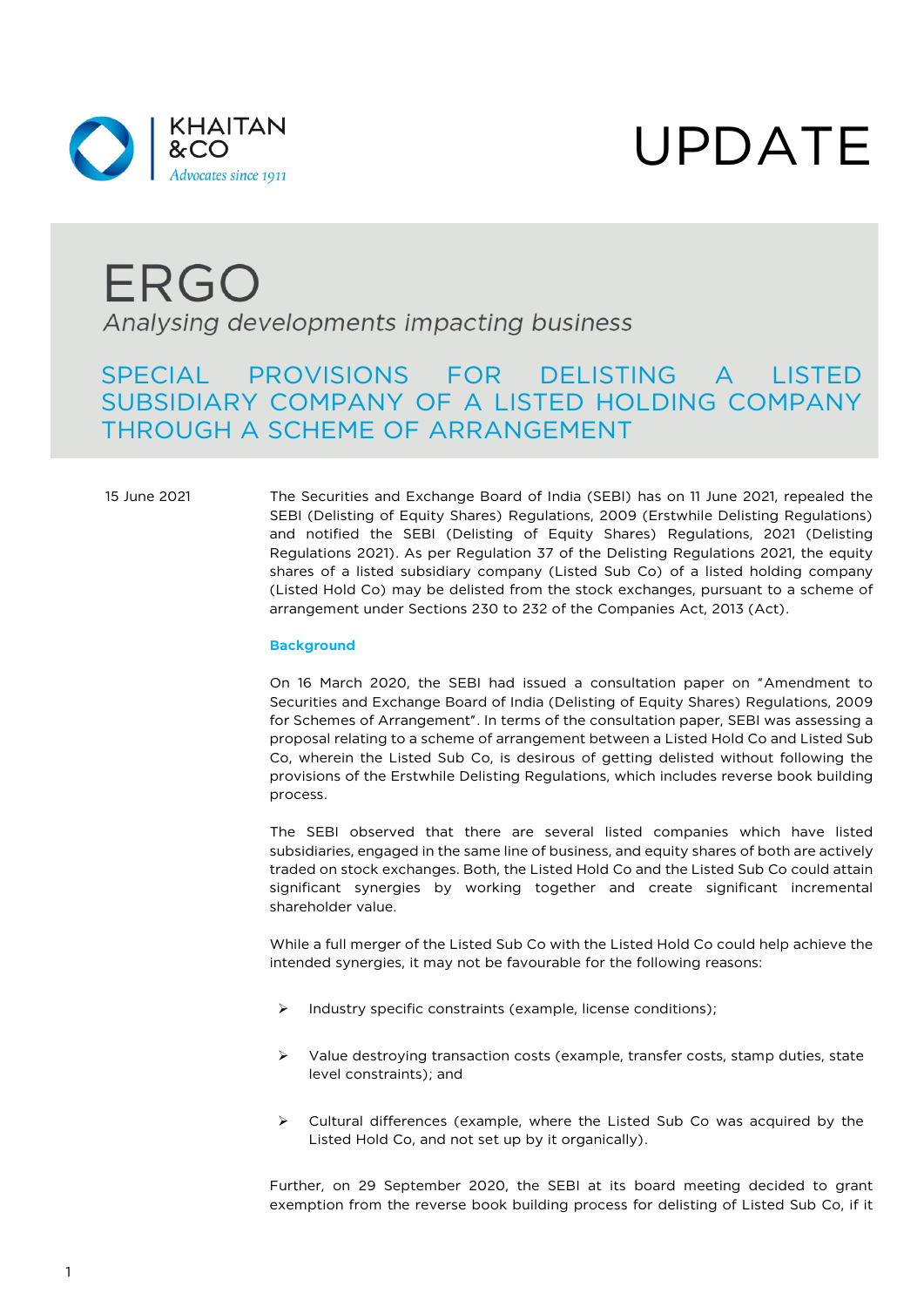UPDATE

# ERGO

*Analysing developments impacting business*

## SPECIAL PROVISIONS FOR DELISTING A LISTED SUBSIDIARY COMPANY OF A LISTED HOLDING COMPANY THROUGH A SCHEME OF ARRANGEMENT

15 June 2021

The Securities and Exchange Board of India (SEBI) has on 11 June 2021, repealed the SEBI (Delisting of Equity Shares) Regulations, 2009 (Erstwhile Delisting Regulations) and notified the SEBI (Delisting of Equity Shares) Regulations, 2021 (Delisting Regulations 2021). As per Regulation 37 of the Delisting Regulations 2021, the equity shares of a listed subsidiary company (Listed Sub Co) of a listed holding company (Listed Hold Co) may be delisted from the stock exchanges, pursuant to a scheme of arrangement under Sections 230 to 232 of the Companies Act, 2013 (Act).

### Background

On 16 March 2020, the SEBI had issued a consultation paper on "Amendment to Securities and Exchange Board of India (Delisting of Equity Shares) Regulations, 2009 for Schemes of Arrangement". In terms of the consultation paper, SEBI was assessing a proposal relating to a scheme of arrangement between a Listed Hold Co and Listed Sub Co, wherein the Listed Sub Co, is desirous of getting delisted without following the provisions of the Erstwhile Delisting Regulations, which includes reverse book building process.

The SEBI observed that there are several listed companies which have listed subsidiaries, engaged in the same line of business, and equity shares of both are actively traded on stock exchanges. Both, the Listed Hold Co and the Listed Sub Co could attain significant synergies by working together and create significant incremental shareholder value.

While a full merger of the Listed Sub Co with the Listed Hold Co could help achieve the intended synergies, it may not be favourable for the following reasons:

- Industry specific constraints (example, license conditions);
- Value destroying transaction costs (example, transfer costs, stamp duties, state level constraints); and
- Cultural differences (example, where the Listed Sub Co was acquired by the Listed Hold Co, and not set up by it organically).

Further, on 29 September 2020, the SEBI at its board meeting decided to grant exemption from the reverse book building process for delisting of Listed Sub Co, if it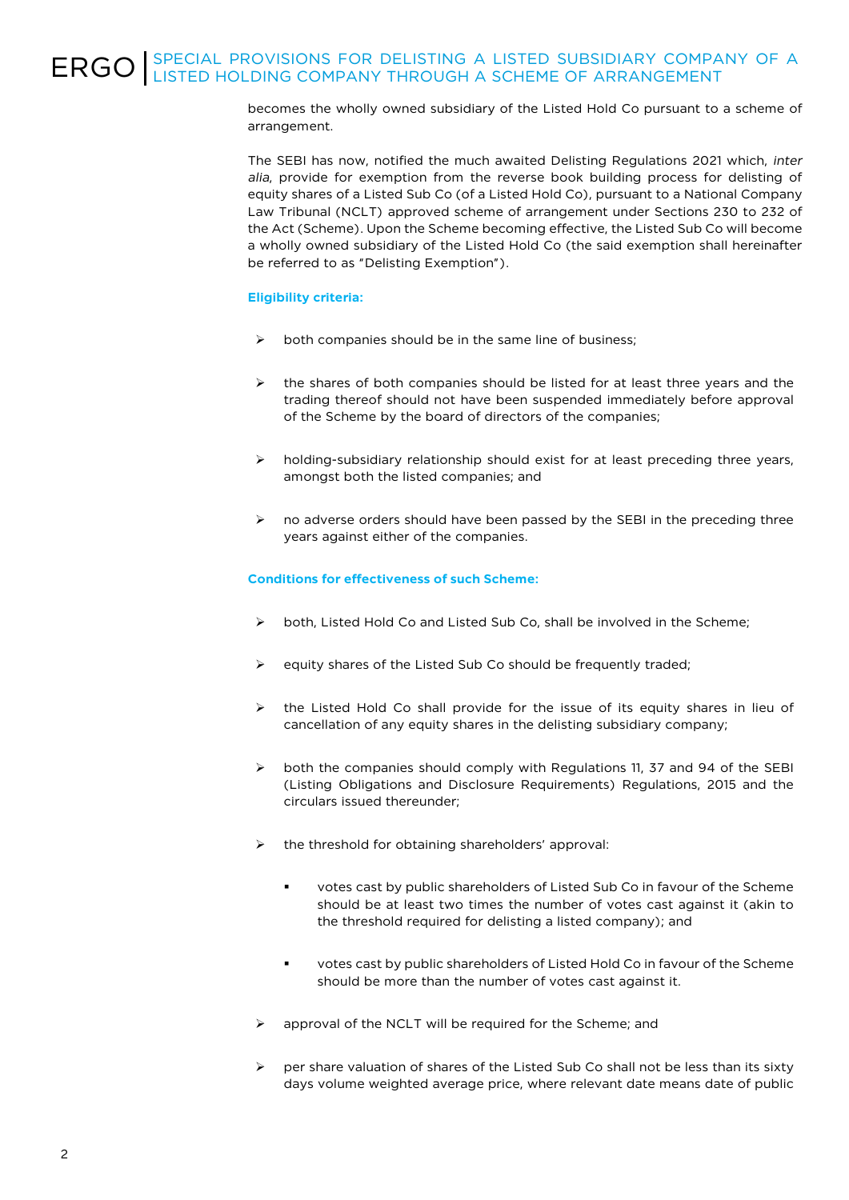becomes the wholly owned subsidiary of the Listed Hold Co pursuant to a scheme of arrangement.

The SEBI has now, notified the much awaited Delisting Regulations 2021 which, *inter alia*, provide for exemption from the reverse book building process for delisting of equity shares of a Listed Sub Co (of a Listed Hold Co), pursuant to a National Company Law Tribunal (NCLT) approved scheme of arrangement under Sections 230 to 232 of the Act (Scheme). Upon the Scheme becoming effective, the Listed Sub Co will become a wholly owned subsidiary of the Listed Hold Co (the said exemption shall hereinafter be referred to as "Delisting Exemption").

**Eligibility criteria:**

- both companies should be in the same line of business;
- the shares of both companies should be listed for at least three years and the trading thereof should not have been suspended immediately before approval of the Scheme by the board of directors of the companies;
- holding-subsidiary relationship should exist for at least preceding three years, amongst both the listed companies; and
- no adverse orders should have been passed by the SEBI in the preceding three years against either of the companies.

**Conditions for effectiveness of such Scheme:**

- both, Listed Hold Co and Listed Sub Co, shall be involved in the Scheme;
- equity shares of the Listed Sub Co should be frequently traded;
- the Listed Hold Co shall provide for the issue of its equity shares in lieu of cancellation of any equity shares in the delisting subsidiary company;
- both the companies should comply with Regulations 11, 37 and 94 of the SEBI (Listing Obligations and Disclosure Requirements) Regulations, 2015 and the circulars issued thereunder;
- the threshold for obtaining shareholders' approval:
  - votes cast by public shareholders of Listed Sub Co in favour of the Scheme should be at least two times the number of votes cast against it (akin to the threshold required for delisting a listed company); and
  - votes cast by public shareholders of Listed Hold Co in favour of the Scheme should be more than the number of votes cast against it.
- approval of the NCLT will be required for the Scheme; and
- per share valuation of shares of the Listed Sub Co shall not be less than its sixty days volume weighted average price, where relevant date means date of public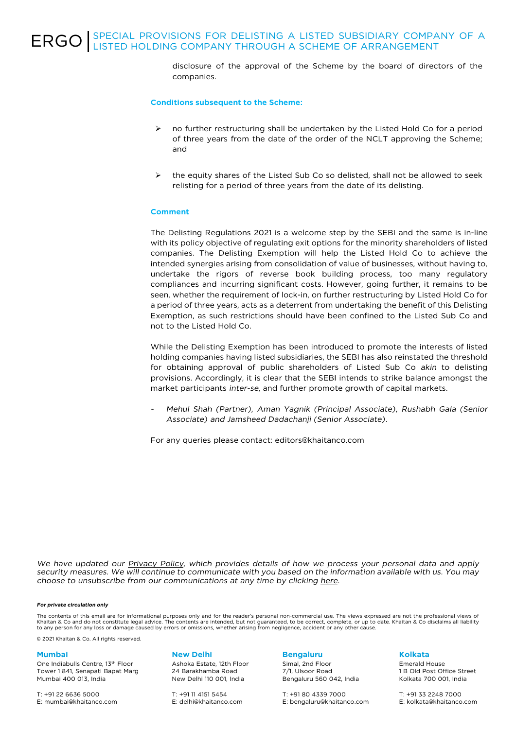disclosure of the approval of the Scheme by the board of directors of the companies.

**Conditions subsequent to the Scheme:**

- no further restructuring shall be undertaken by the Listed Hold Co for a period of three years from the date of the order of the NCLT approving the Scheme; and
- the equity shares of the Listed Sub Co so delisted, shall not be allowed to seek relisting for a period of three years from the date of its delisting.

**Comment**

The Delisting Regulations 2021 is a welcome step by the SEBI and the same is in-line with its policy objective of regulating exit options for the minority shareholders of listed companies. The Delisting Exemption will help the Listed Hold Co to achieve the intended synergies arising from consolidation of value of businesses, without having to, undertake the rigors of reverse book building process, too many regulatory compliances and incurring significant costs. However, going further, it remains to be seen, whether the requirement of lock-in, on further restructuring by Listed Hold Co for a period of three years, acts as a deterrent from undertaking the benefit of this Delisting Exemption, as such restrictions should have been confined to the Listed Sub Co and not to the Listed Hold Co.

While the Delisting Exemption has been introduced to promote the interests of listed holding companies having listed subsidiaries, the SEBI has also reinstated the threshold for obtaining approval of public shareholders of Listed Sub Co *akin* to delisting provisions. Accordingly, it is clear that the SEBI intends to strike balance amongst the market participants *inter-se*, and further promote growth of capital markets.

- *Mehul Shah (Partner), Aman Yagnik (Principal Associate), Rushabh Gala (Senior Associate) and Jamsheed Dadachanji (Senior Associate).*

For any queries please contact: editors@khaitanco.com

*We have updated our Privacy Policy, which provides details of how we process your personal data and apply security measures. We will continue to communicate with you based on the information available with us. You may choose to unsubscribe from our communications at any time by clicking here.*

***For private circulation only***

The contents of this email are for informational purposes only and for the reader's personal non-commercial use. The views expressed are not the professional views of Khaitan & Co and do not constitute legal advice. The contents are intended, but not guaranteed, to be correct, complete, or up to date. Khaitan & Co disclaims all liability to any person for any loss or damage caused by errors or omissions, whether arising from negligence, accident or any other cause.

© 2021 Khaitan & Co. All rights reserved.

**Mumbai**
One Indiabulls Centre, 13th Floor
Tower 1 841, Senapati Bapat Marg
Mumbai 400 013, India

T: +91 22 6636 5000
E: mumbai@khaitanco.com

**New Delhi**
Ashoka Estate, 12th Floor
24 Barakhamba Road
New Delhi 110 001, India

T: +91 11 4151 5454
E: delhi@khaitanco.com

**Bengaluru**
Simal, 2nd Floor
7/1, Ulsoor Road
Bengaluru 560 042, India

T: +91 80 4339 7000
E: bengaluru@khaitanco.com

**Kolkata**
Emerald House
1 B Old Post Office Street
Kolkata 700 001, India

T: +91 33 2248 7000
E: kolkata@khaitanco.com